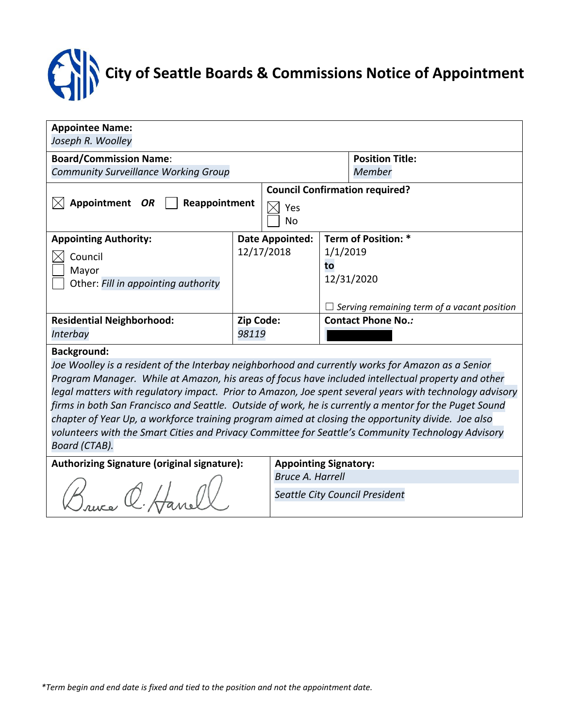# City of Seattle Boards & Commissions Notice of Appointment

**Appointee Name:**
*Joseph R. Woolley*

**Board/Commission Name:**
*Community Surveillance Working Group*

**Position Title:**
*Member*

☒ **Appointment** *OR* ☐ **Reappointment**

**Council Confirmation required?**
☒ Yes
☐ No

| **Appointing Authority:** | **Date Appointed:** | **Term of Position:** * |
| --- | --- | --- |
| ☒ Council<br>☐ Mayor<br>☐ Other: *Fill in appointing authority* | 12/17/2018 | 1/1/2019<br>**to**<br>12/31/2020<br><br>☐ *Serving remaining term of a vacant position* |

| **Residential Neighborhood:** | **Zip Code:** | **Contact Phone No.:** |
| --- | --- | --- |
| *Interbay* | *98119* | [redacted] |

**Background:**
*Joe Woolley is a resident of the Interbay neighborhood and currently works for Amazon as a Senior Program Manager. While at Amazon, his areas of focus have included intellectual property and other legal matters with regulatory impact. Prior to Amazon, Joe spent several years with technology advisory firms in both San Francisco and Seattle. Outside of work, he is currently a mentor for the Puget Sound chapter of Year Up, a workforce training program aimed at closing the opportunity divide. Joe also volunteers with the Smart Cities and Privacy Committee for Seattle's Community Technology Advisory Board (CTAB).*

| **Authorizing Signature (original signature):** | **Appointing Signatory:** |
| --- | --- |
| Bruce A. Harrell | *Bruce A. Harrell*<br>*Seattle City Council President* |

*Term begin and end date is fixed and tied to the position and not the appointment date.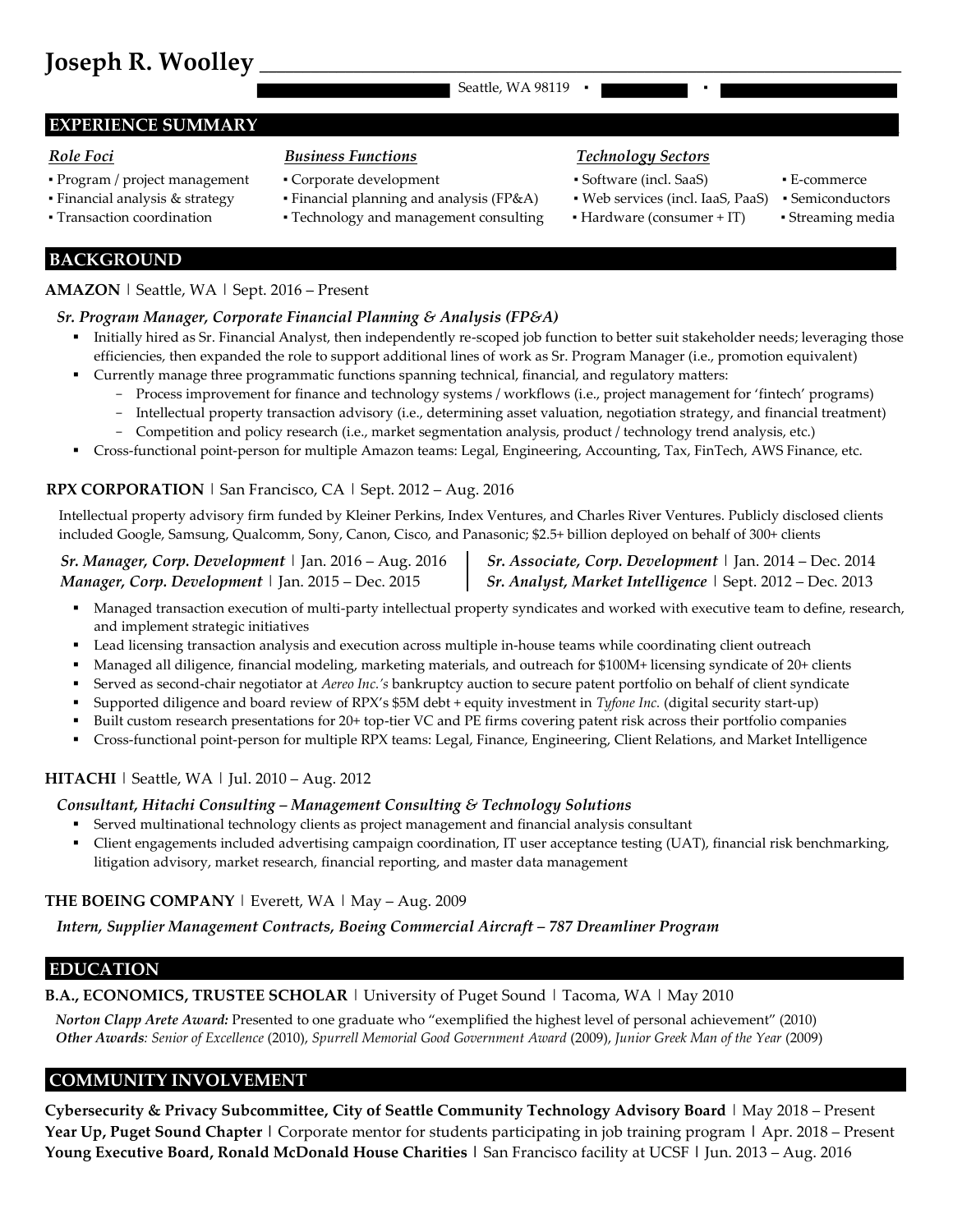# Joseph R. Woolley

Seattle, WA 98119 ▪ ▪

## EXPERIENCE SUMMARY

***Role Foci***

- Program / project management
- Financial analysis & strategy
- Transaction coordination

***Business Functions***

- Corporate development
- Financial planning and analysis (FP&A)
- Technology and management consulting

***Technology Sectors***

- Software (incl. SaaS)
- Web services (incl. IaaS, PaaS)
- Hardware (consumer + IT)
- E-commerce
- Semiconductors
- Streaming media

## BACKGROUND

**AMAZON** | Seattle, WA | Sept. 2016 – Present

***Sr. Program Manager, Corporate Financial Planning & Analysis (FP&A)***

- Initially hired as Sr. Financial Analyst, then independently re-scoped job function to better suit stakeholder needs; leveraging those efficiencies, then expanded the role to support additional lines of work as Sr. Program Manager (i.e., promotion equivalent)
- Currently manage three programmatic functions spanning technical, financial, and regulatory matters:
  - Process improvement for finance and technology systems / workflows (i.e., project management for 'fintech' programs)
  - Intellectual property transaction advisory (i.e., determining asset valuation, negotiation strategy, and financial treatment)
  - Competition and policy research (i.e., market segmentation analysis, product / technology trend analysis, etc.)
- Cross-functional point-person for multiple Amazon teams: Legal, Engineering, Accounting, Tax, FinTech, AWS Finance, etc.

**RPX CORPORATION** | San Francisco, CA | Sept. 2012 – Aug. 2016

Intellectual property advisory firm funded by Kleiner Perkins, Index Ventures, and Charles River Ventures. Publicly disclosed clients included Google, Samsung, Qualcomm, Sony, Canon, Cisco, and Panasonic; $2.5+ billion deployed on behalf of 300+ clients

***Sr. Manager, Corp. Development*** | Jan. 2016 – Aug. 2016
***Manager, Corp. Development*** | Jan. 2015 – Dec. 2015
***Sr. Associate, Corp. Development*** | Jan. 2014 – Dec. 2014
***Sr. Analyst, Market Intelligence*** | Sept. 2012 – Dec. 2013

- Managed transaction execution of multi-party intellectual property syndicates and worked with executive team to define, research, and implement strategic initiatives
- Lead licensing transaction analysis and execution across multiple in-house teams while coordinating client outreach
- Managed all diligence, financial modeling, marketing materials, and outreach for $100M+ licensing syndicate of 20+ clients
- Served as second-chair negotiator at *Aereo Inc.'s* bankruptcy auction to secure patent portfolio on behalf of client syndicate
- Supported diligence and board review of RPX's $5M debt + equity investment in *Tyfone Inc.* (digital security start-up)
- Built custom research presentations for 20+ top-tier VC and PE firms covering patent risk across their portfolio companies
- Cross-functional point-person for multiple RPX teams: Legal, Finance, Engineering, Client Relations, and Market Intelligence

**HITACHI** | Seattle, WA | Jul. 2010 – Aug. 2012

***Consultant, Hitachi Consulting – Management Consulting & Technology Solutions***

- Served multinational technology clients as project management and financial analysis consultant
- Client engagements included advertising campaign coordination, IT user acceptance testing (UAT), financial risk benchmarking, litigation advisory, market research, financial reporting, and master data management

**THE BOEING COMPANY** | Everett, WA | May – Aug. 2009

***Intern, Supplier Management Contracts, Boeing Commercial Aircraft – 787 Dreamliner Program***

## EDUCATION

**B.A., ECONOMICS, TRUSTEE SCHOLAR** | University of Puget Sound | Tacoma, WA | May 2010

***Norton Clapp Arete Award:*** Presented to one graduate who "exemplified the highest level of personal achievement" (2010)
***Other Awards****: Senior of Excellence* (2010), *Spurrell Memorial Good Government Award* (2009), *Junior Greek Man of the Year* (2009)

## COMMUNITY INVOLVEMENT

**Cybersecurity & Privacy Subcommittee, City of Seattle Community Technology Advisory Board** | May 2018 – Present
**Year Up, Puget Sound Chapter** | Corporate mentor for students participating in job training program | Apr. 2018 – Present
**Young Executive Board, Ronald McDonald House Charities** | San Francisco facility at UCSF | Jun. 2013 – Aug. 2016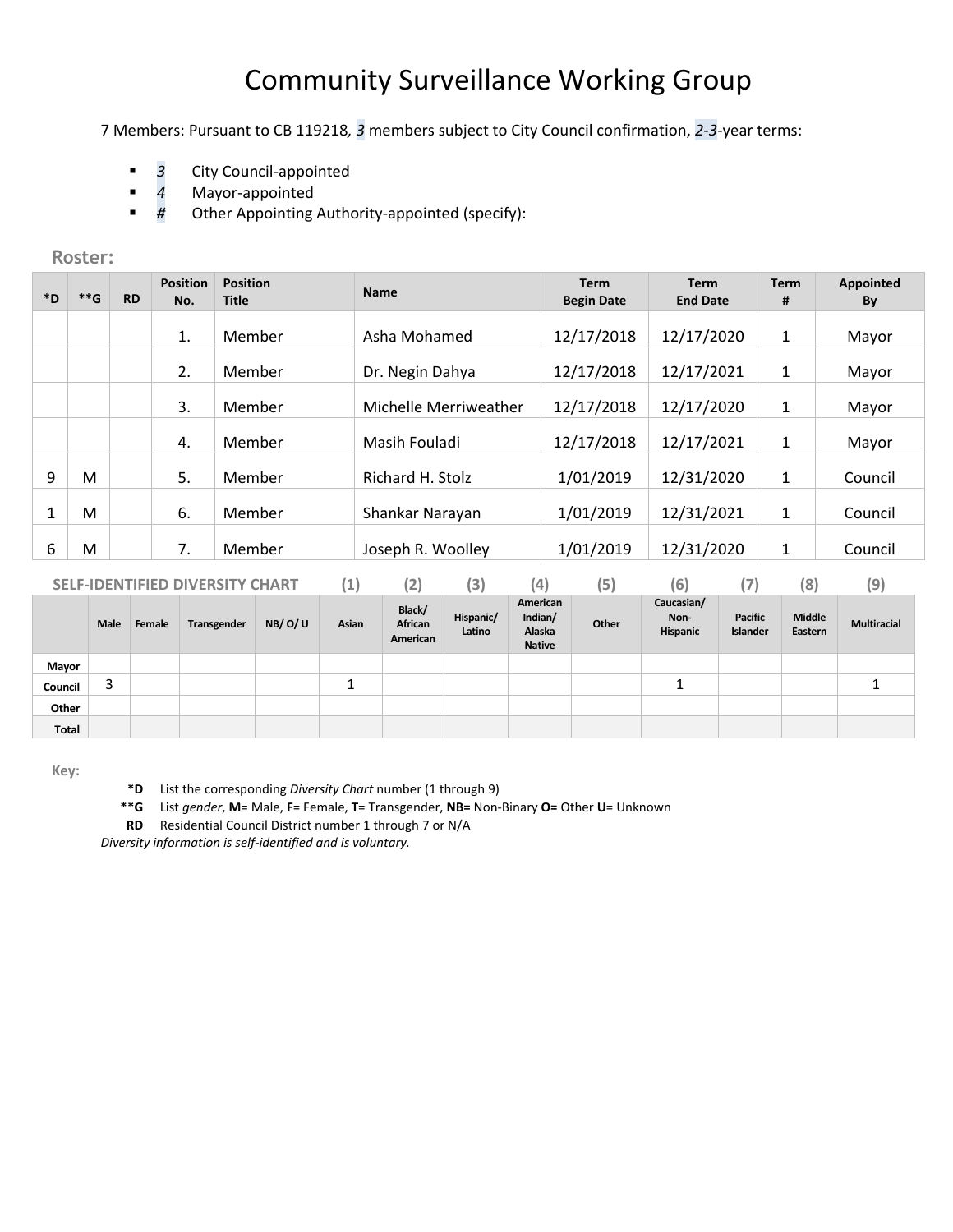# Community Surveillance Working Group

7 Members: Pursuant to CB 119218, *3* members subject to City Council confirmation, *2-3*-year terms:

- *3* City Council-appointed
- *4* Mayor-appointed
- *#* Other Appointing Authority-appointed (specify):

## Roster:

| *D | **G | RD | Position No. | Position Title | Name | Term Begin Date | Term End Date | Term # | Appointed By |
|---|---|---|---|---|---|---|---|---|---|
| | | | 1. | Member | Asha Mohamed | 12/17/2018 | 12/17/2020 | 1 | Mayor |
| | | | 2. | Member | Dr. Negin Dahya | 12/17/2018 | 12/17/2021 | 1 | Mayor |
| | | | 3. | Member | Michelle Merriweather | 12/17/2018 | 12/17/2020 | 1 | Mayor |
| | | | 4. | Member | Masih Fouladi | 12/17/2018 | 12/17/2021 | 1 | Mayor |
| 9 | M | | 5. | Member | Richard H. Stolz | 1/01/2019 | 12/31/2020 | 1 | Council |
| 1 | M | | 6. | Member | Shankar Narayan | 1/01/2019 | 12/31/2021 | 1 | Council |
| 6 | M | | 7. | Member | Joseph R. Woolley | 1/01/2019 | 12/31/2020 | 1 | Council |

**SELF-IDENTIFIED DIVERSITY CHART**

| | Male | Female | Transgender | NB/ O/ U | (1) Asian | (2) Black/ African American | (3) Hispanic/ Latino | (4) American Indian/ Alaska Native | (5) Other | (6) Caucasian/ Non-Hispanic | (7) Pacific Islander | (8) Middle Eastern | (9) Multiracial |
|---|---|---|---|---|---|---|---|---|---|---|---|---|---|
| **Mayor** | | | | | | | | | | | | | |
| **Council** | 3 | | | | 1 | | | | | 1 | | | 1 |
| **Other** | | | | | | | | | | | | | |
| **Total** | | | | | | | | | | | | | |

**Key:**

**\*D** List the corresponding *Diversity Chart* number (1 through 9)

**\*\*G** List *gender*, **M**= Male, **F**= Female, **T**= Transgender, **NB=** Non-Binary **O=** Other **U**= Unknown

**RD** Residential Council District number 1 through 7 or N/A

*Diversity information is self-identified and is voluntary.*